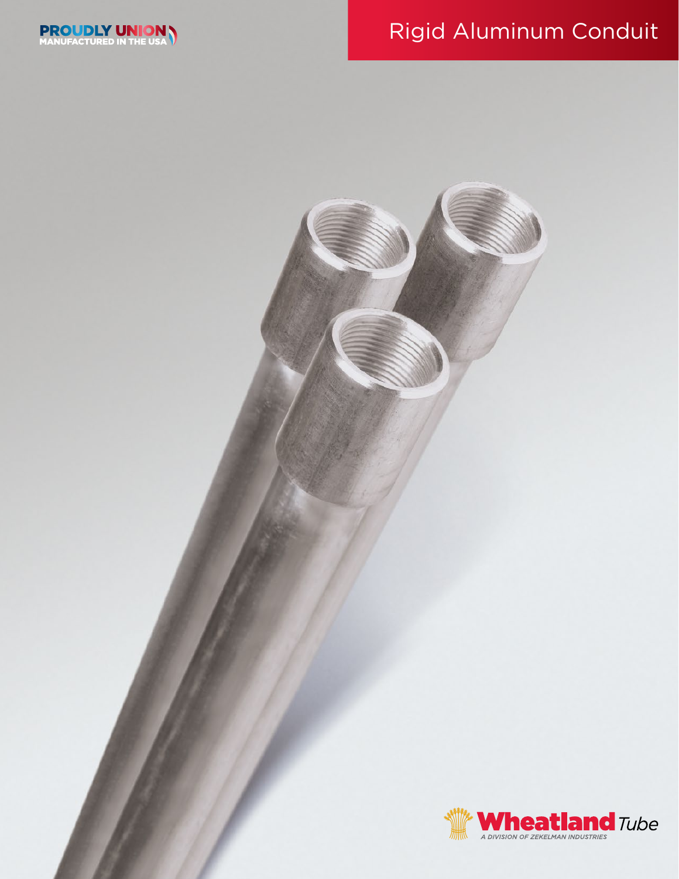PROUDLY UNION
MANUFACTURED IN THE USA

# Rigid Aluminum Conduit

Wheatland Tube
A DIVISION OF ZEKELMAN INDUSTRIES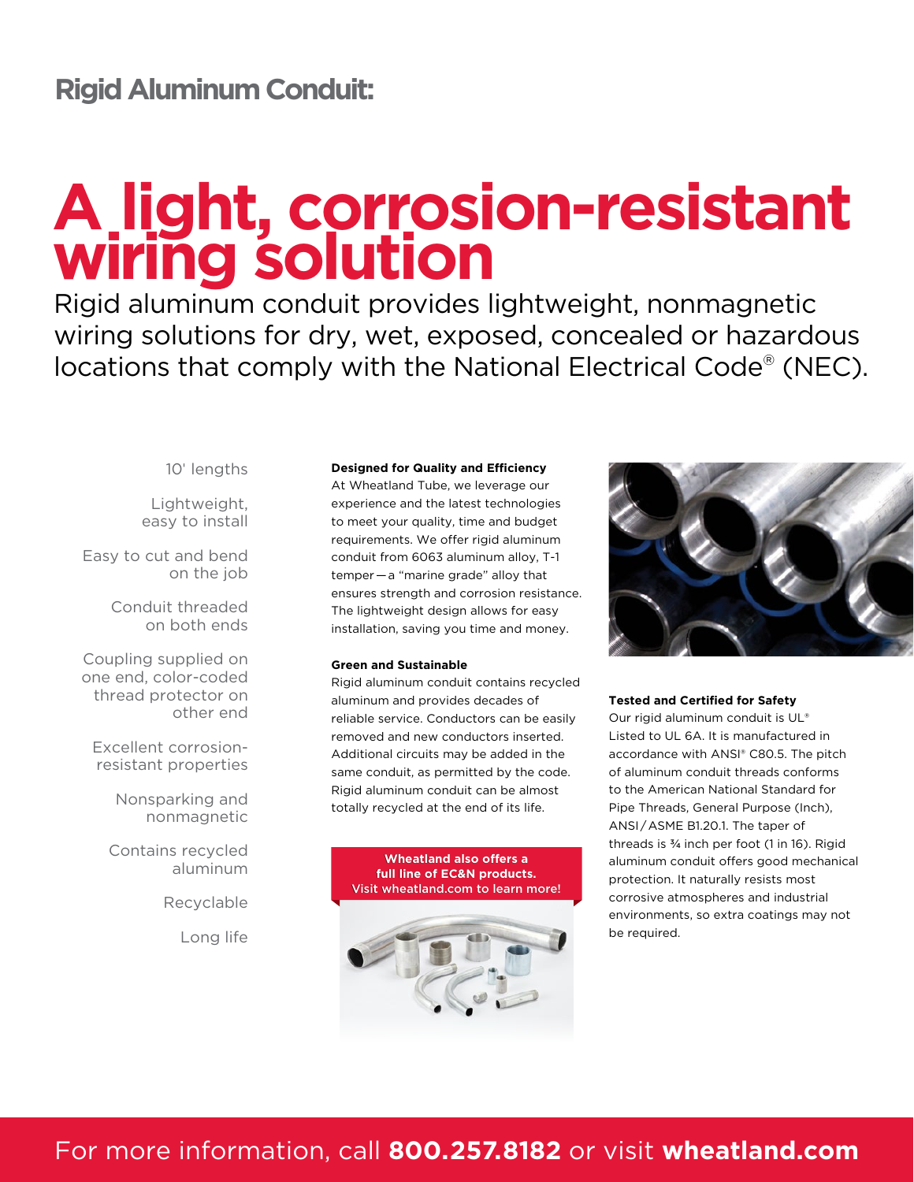## Rigid Aluminum Conduit:

# A light, corrosion-resistant wiring solution

Rigid aluminum conduit provides lightweight, nonmagnetic wiring solutions for dry, wet, exposed, concealed or hazardous locations that comply with the National Electrical Code® (NEC).

- 10' lengths
- Lightweight, easy to install
- Easy to cut and bend on the job
- Conduit threaded on both ends
- Coupling supplied on one end, color-coded thread protector on other end
- Excellent corrosion-resistant properties
- Nonsparking and nonmagnetic
- Contains recycled aluminum
- Recyclable
- Long life

**Designed for Quality and Efficiency**

At Wheatland Tube, we leverage our experience and the latest technologies to meet your quality, time and budget requirements. We offer rigid aluminum conduit from 6063 aluminum alloy, T-1 temper—a "marine grade" alloy that ensures strength and corrosion resistance. The lightweight design allows for easy installation, saving you time and money.

**Green and Sustainable**

Rigid aluminum conduit contains recycled aluminum and provides decades of reliable service. Conductors can be easily removed and new conductors inserted. Additional circuits may be added in the same conduit, as permitted by the code. Rigid aluminum conduit can be almost totally recycled at the end of its life.

**Wheatland also offers a full line of EC&N products. Visit wheatland.com to learn more!**

**Tested and Certified for Safety**

Our rigid aluminum conduit is UL® Listed to UL 6A. It is manufactured in accordance with ANSI® C80.5. The pitch of aluminum conduit threads conforms to the American National Standard for Pipe Threads, General Purpose (Inch), ANSI/ASME B1.20.1. The taper of threads is ¾ inch per foot (1 in 16). Rigid aluminum conduit offers good mechanical protection. It naturally resists most corrosive atmospheres and industrial environments, so extra coatings may not be required.

For more information, call **800.257.8182** or visit **wheatland.com**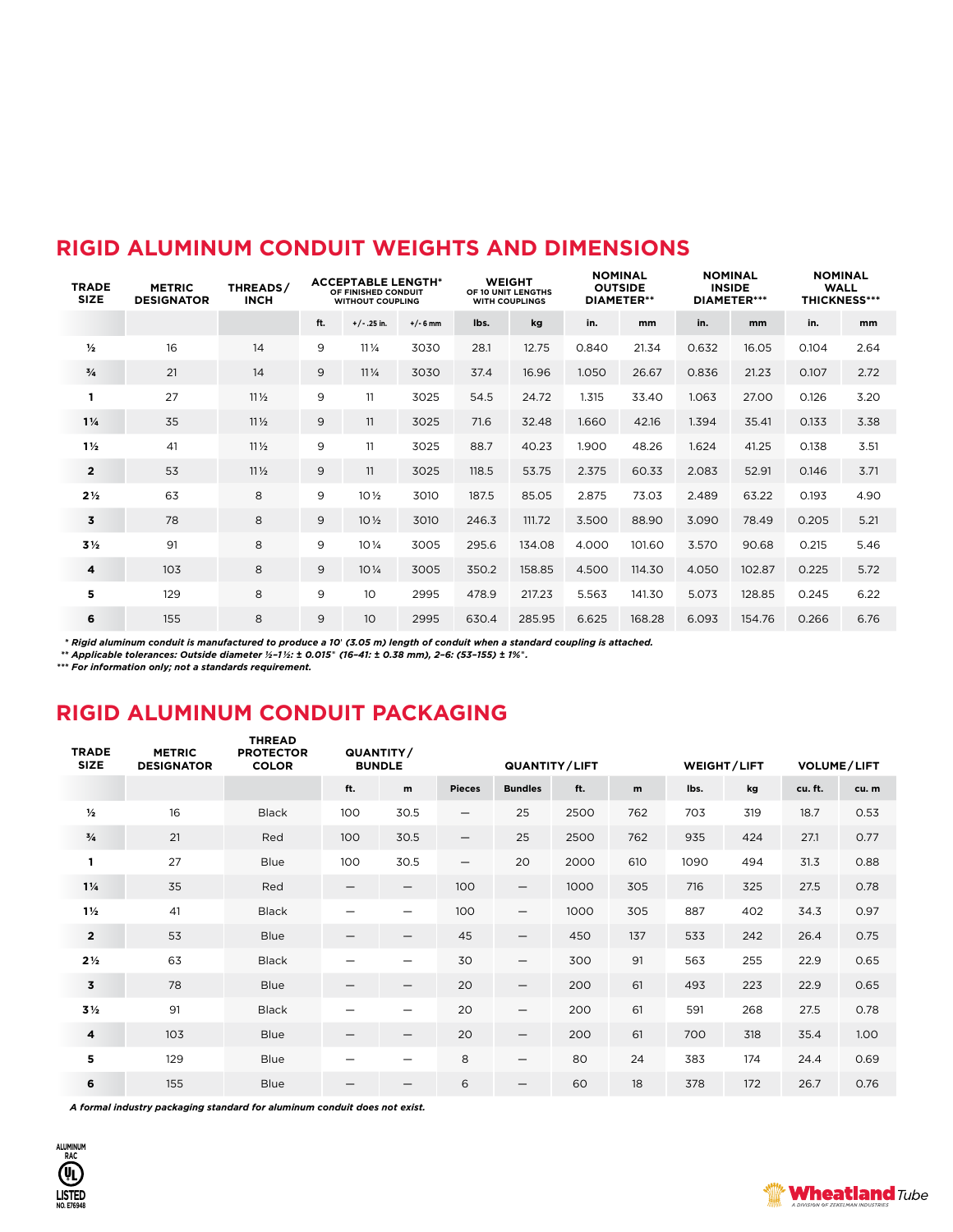## RIGID ALUMINUM CONDUIT WEIGHTS AND DIMENSIONS

| TRADE SIZE | METRIC DESIGNATOR | THREADS/ INCH | ACCEPTABLE LENGTH* OF FINISHED CONDUIT WITHOUT COUPLING | | | WEIGHT OF 10 UNIT LENGTHS WITH COUPLINGS | | NOMINAL OUTSIDE DIAMETER** | | NOMINAL INSIDE DIAMETER*** | | NOMINAL WALL THICKNESS*** | |
|---|---|---|---|---|---|---|---|---|---|---|---|---|---|
| | | | ft. | +/- .25 in. | +/- 6 mm | lbs. | kg | in. | mm | in. | mm | in. | mm |
| ½ | 16 | 14 | 9 | 11¼ | 3030 | 28.1 | 12.75 | 0.840 | 21.34 | 0.632 | 16.05 | 0.104 | 2.64 |
| ¾ | 21 | 14 | 9 | 11¼ | 3030 | 37.4 | 16.96 | 1.050 | 26.67 | 0.836 | 21.23 | 0.107 | 2.72 |
| 1 | 27 | 11½ | 9 | 11 | 3025 | 54.5 | 24.72 | 1.315 | 33.40 | 1.063 | 27.00 | 0.126 | 3.20 |
| 1¼ | 35 | 11½ | 9 | 11 | 3025 | 71.6 | 32.48 | 1.660 | 42.16 | 1.394 | 35.41 | 0.133 | 3.38 |
| 1½ | 41 | 11½ | 9 | 11 | 3025 | 88.7 | 40.23 | 1.900 | 48.26 | 1.624 | 41.25 | 0.138 | 3.51 |
| 2 | 53 | 11½ | 9 | 11 | 3025 | 118.5 | 53.75 | 2.375 | 60.33 | 2.083 | 52.91 | 0.146 | 3.71 |
| 2½ | 63 | 8 | 9 | 10½ | 3010 | 187.5 | 85.05 | 2.875 | 73.03 | 2.489 | 63.22 | 0.193 | 4.90 |
| 3 | 78 | 8 | 9 | 10½ | 3010 | 246.3 | 111.72 | 3.500 | 88.90 | 3.090 | 78.49 | 0.205 | 5.21 |
| 3½ | 91 | 8 | 9 | 10¼ | 3005 | 295.6 | 134.08 | 4.000 | 101.60 | 3.570 | 90.68 | 0.215 | 5.46 |
| 4 | 103 | 8 | 9 | 10¼ | 3005 | 350.2 | 158.85 | 4.500 | 114.30 | 4.050 | 102.87 | 0.225 | 5.72 |
| 5 | 129 | 8 | 9 | 10 | 2995 | 478.9 | 217.23 | 5.563 | 141.30 | 5.073 | 128.85 | 0.245 | 6.22 |
| 6 | 155 | 8 | 9 | 10 | 2995 | 630.4 | 285.95 | 6.625 | 168.28 | 6.093 | 154.76 | 0.266 | 6.76 |

*\* Rigid aluminum conduit is manufactured to produce a 10' (3.05 m) length of conduit when a standard coupling is attached.*
*\*\* Applicable tolerances: Outside diameter ½–1½: ± 0.015" (16–41: ± 0.38 mm), 2–6: (53–155) ± 1%".*
*\*\*\* For information only; not a standards requirement.*

## RIGID ALUMINUM CONDUIT PACKAGING

| TRADE SIZE | METRIC DESIGNATOR | THREAD PROTECTOR COLOR | QUANTITY/ BUNDLE | | QUANTITY/LIFT | | | | WEIGHT/LIFT | | VOLUME/LIFT | |
|---|---|---|---|---|---|---|---|---|---|---|---|---|
| | | | ft. | m | Pieces | Bundles | ft. | m | lbs. | kg | cu. ft. | cu. m |
| ½ | 16 | Black | 100 | 30.5 | — | 25 | 2500 | 762 | 703 | 319 | 18.7 | 0.53 |
| ¾ | 21 | Red | 100 | 30.5 | — | 25 | 2500 | 762 | 935 | 424 | 27.1 | 0.77 |
| 1 | 27 | Blue | 100 | 30.5 | — | 20 | 2000 | 610 | 1090 | 494 | 31.3 | 0.88 |
| 1¼ | 35 | Red | — | — | 100 | — | 1000 | 305 | 716 | 325 | 27.5 | 0.78 |
| 1½ | 41 | Black | — | — | 100 | — | 1000 | 305 | 887 | 402 | 34.3 | 0.97 |
| 2 | 53 | Blue | — | — | 45 | — | 450 | 137 | 533 | 242 | 26.4 | 0.75 |
| 2½ | 63 | Black | — | — | 30 | — | 300 | 91 | 563 | 255 | 22.9 | 0.65 |
| 3 | 78 | Blue | — | — | 20 | — | 200 | 61 | 493 | 223 | 22.9 | 0.65 |
| 3½ | 91 | Black | — | — | 20 | — | 200 | 61 | 591 | 268 | 27.5 | 0.78 |
| 4 | 103 | Blue | — | — | 20 | — | 200 | 61 | 700 | 318 | 35.4 | 1.00 |
| 5 | 129 | Blue | — | — | 8 | — | 80 | 24 | 383 | 174 | 24.4 | 0.69 |
| 6 | 155 | Blue | — | — | 6 | — | 60 | 18 | 378 | 172 | 26.7 | 0.76 |

*A formal industry packaging standard for aluminum conduit does not exist.*

ALUMINUM RAC
UL LISTED NO. E76948

Wheatland Tube
A DIVISION OF ZEKELMAN INDUSTRIES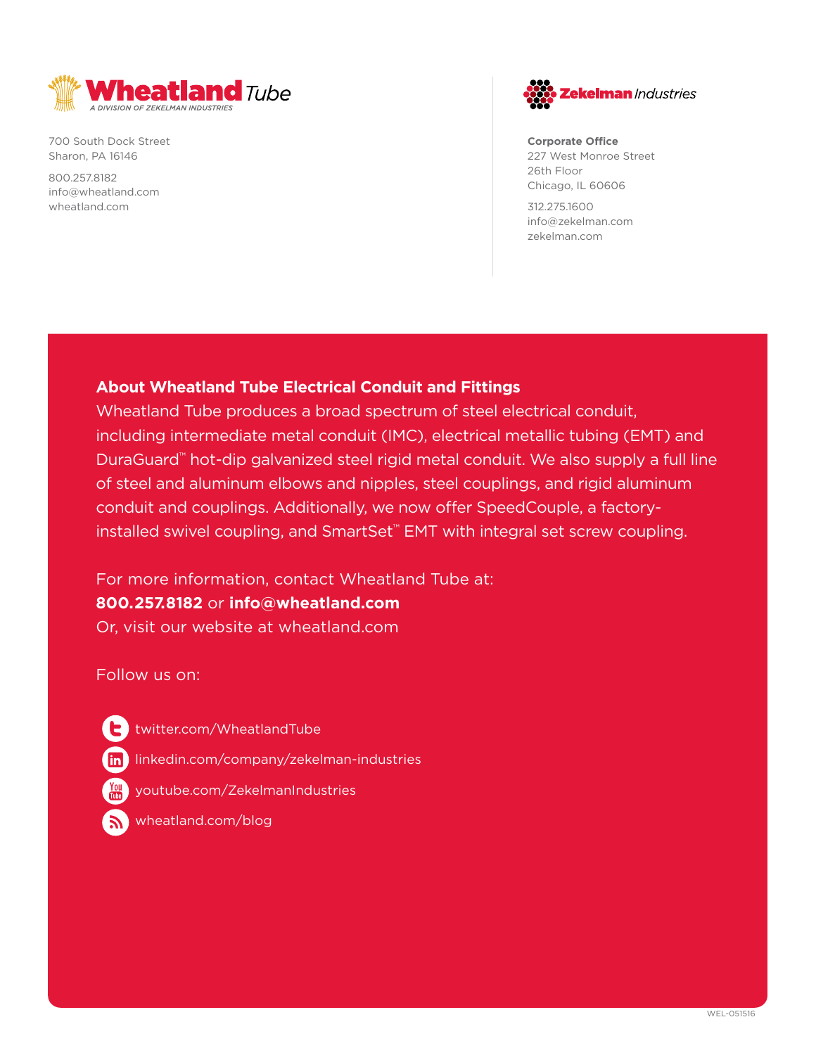**Wheatland** *Tube*
*A DIVISION OF ZEKELMAN INDUSTRIES*

700 South Dock Street
Sharon, PA 16146

800.257.8182
info@wheatland.com
wheatland.com

**Zekelman** *Industries*

**Corporate Office**
227 West Monroe Street
26th Floor
Chicago, IL 60606

312.275.1600
info@zekelman.com
zekelman.com

**About Wheatland Tube Electrical Conduit and Fittings**

Wheatland Tube produces a broad spectrum of steel electrical conduit, including intermediate metal conduit (IMC), electrical metallic tubing (EMT) and DuraGuard™ hot-dip galvanized steel rigid metal conduit. We also supply a full line of steel and aluminum elbows and nipples, steel couplings, and rigid aluminum conduit and couplings. Additionally, we now offer SpeedCouple, a factory-installed swivel coupling, and SmartSet™ EMT with integral set screw coupling.

For more information, contact Wheatland Tube at:
**800.257.8182** or **info@wheatland.com**
Or, visit our website at wheatland.com

Follow us on:

- twitter.com/WheatlandTube
- linkedin.com/company/zekelman-industries
- youtube.com/ZekelmanIndustries
- wheatland.com/blog

WEL-051516